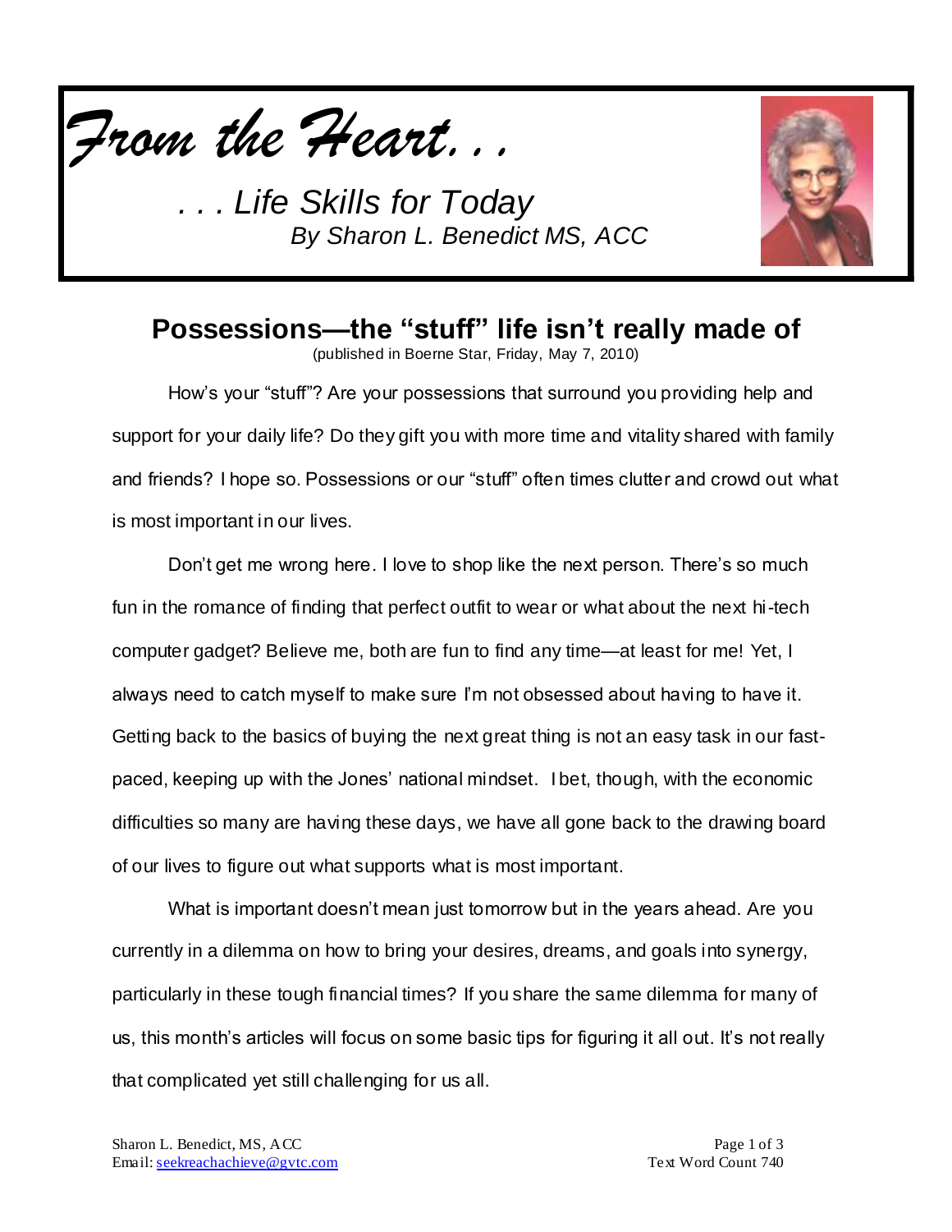*From the Heart. . .*

*. . . Life Skills for Today*
*By Sharon L. Benedict MS, ACC*

# Possessions—the "stuff" life isn't really made of

(published in Boerne Star, Friday, May 7, 2010)

How's your "stuff"? Are your possessions that surround you providing help and support for your daily life? Do they gift you with more time and vitality shared with family and friends? I hope so. Possessions or our "stuff" often times clutter and crowd out what is most important in our lives.

Don't get me wrong here. I love to shop like the next person. There's so much fun in the romance of finding that perfect outfit to wear or what about the next hi-tech computer gadget? Believe me, both are fun to find any time—at least for me! Yet, I always need to catch myself to make sure I'm not obsessed about having to have it. Getting back to the basics of buying the next great thing is not an easy task in our fast-paced, keeping up with the Jones' national mindset. I bet, though, with the economic difficulties so many are having these days, we have all gone back to the drawing board of our lives to figure out what supports what is most important.

What is important doesn't mean just tomorrow but in the years ahead. Are you currently in a dilemma on how to bring your desires, dreams, and goals into synergy, particularly in these tough financial times? If you share the same dilemma for many of us, this month's articles will focus on some basic tips for figuring it all out. It's not really that complicated yet still challenging for us all.

Sharon L. Benedict, MS, ACC
Email: seekreachachieve@gvtc.com
Text Word Count 740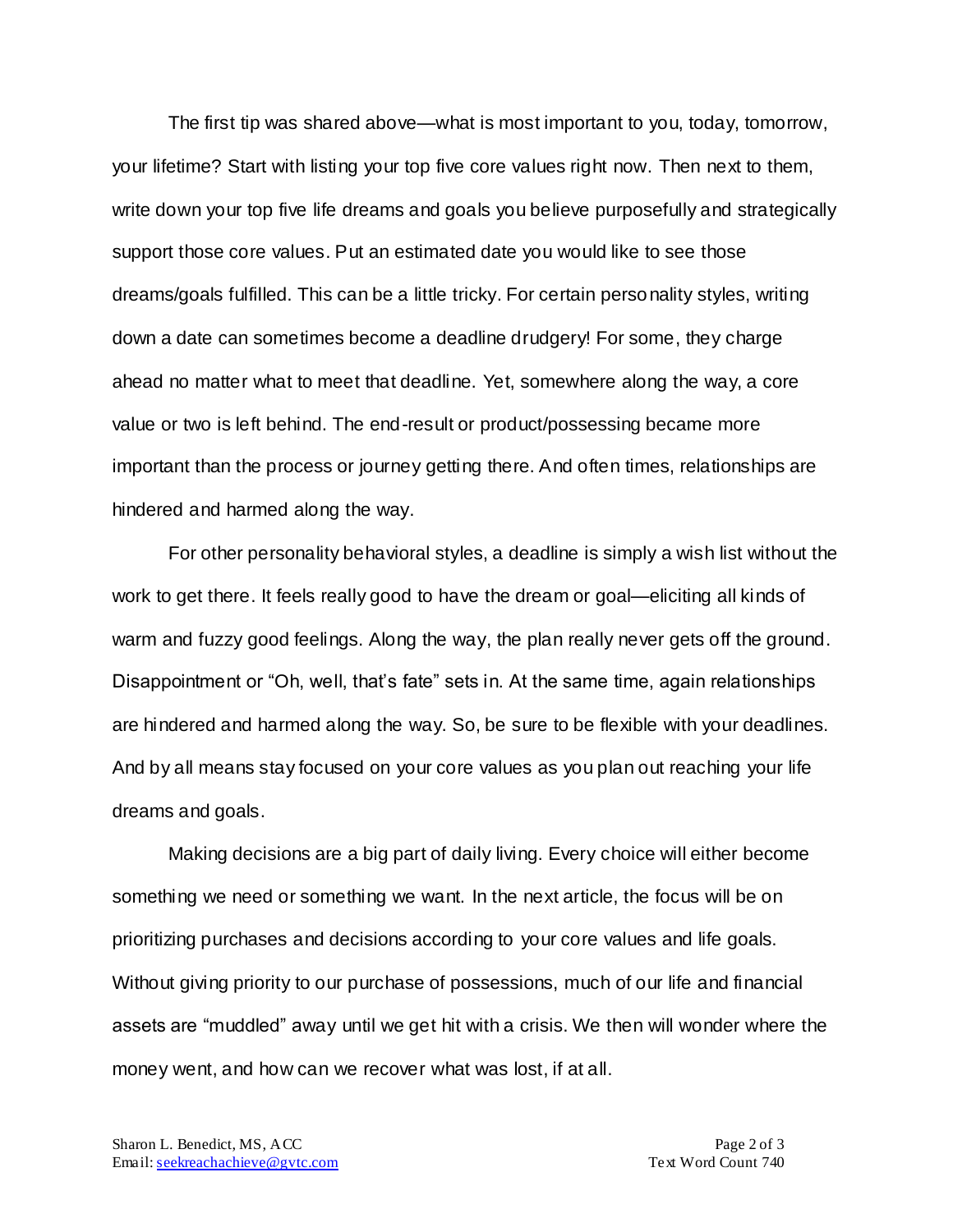The first tip was shared above—what is most important to you, today, tomorrow, your lifetime? Start with listing your top five core values right now. Then next to them, write down your top five life dreams and goals you believe purposefully and strategically support those core values. Put an estimated date you would like to see those dreams/goals fulfilled. This can be a little tricky. For certain personality styles, writing down a date can sometimes become a deadline drudgery! For some, they charge ahead no matter what to meet that deadline. Yet, somewhere along the way, a core value or two is left behind. The end-result or product/possessing became more important than the process or journey getting there. And often times, relationships are hindered and harmed along the way.

For other personality behavioral styles, a deadline is simply a wish list without the work to get there. It feels really good to have the dream or goal—eliciting all kinds of warm and fuzzy good feelings. Along the way, the plan really never gets off the ground. Disappointment or "Oh, well, that's fate" sets in. At the same time, again relationships are hindered and harmed along the way. So, be sure to be flexible with your deadlines. And by all means stay focused on your core values as you plan out reaching your life dreams and goals.

Making decisions are a big part of daily living. Every choice will either become something we need or something we want. In the next article, the focus will be on prioritizing purchases and decisions according to your core values and life goals. Without giving priority to our purchase of possessions, much of our life and financial assets are "muddled" away until we get hit with a crisis. We then will wonder where the money went, and how can we recover what was lost, if at all.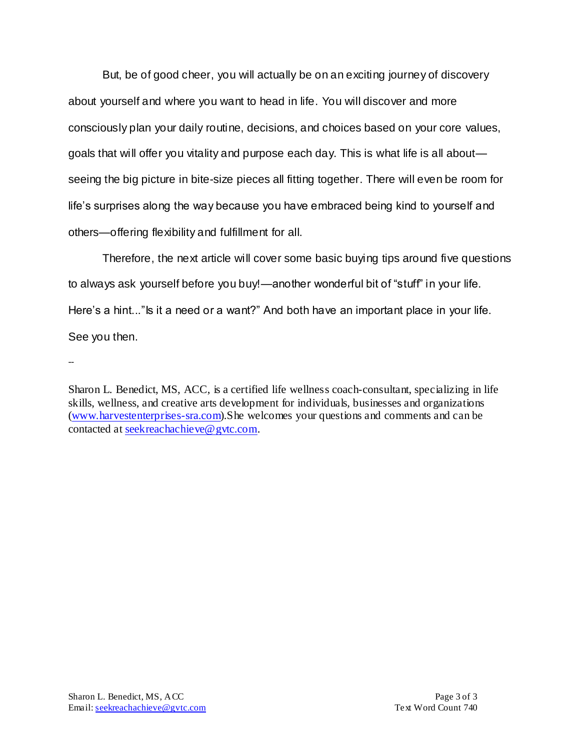But, be of good cheer, you will actually be on an exciting journey of discovery about yourself and where you want to head in life. You will discover and more consciously plan your daily routine, decisions, and choices based on your core values, goals that will offer you vitality and purpose each day. This is what life is all about—seeing the big picture in bite-size pieces all fitting together. There will even be room for life's surprises along the way because you have embraced being kind to yourself and others—offering flexibility and fulfillment for all.

Therefore, the next article will cover some basic buying tips around five questions to always ask yourself before you buy!—another wonderful bit of "stuff" in your life. Here's a hint..."Is it a need or a want?" And both have an important place in your life. See you then.

--

Sharon L. Benedict, MS, ACC, is a certified life wellness coach-consultant, specializing in life skills, wellness, and creative arts development for individuals, businesses and organizations ([www.harvestenterprises-sra.com](http://www.harvestenterprises-sra.com)).She welcomes your questions and comments and can be contacted at [seekreachachieve@gvtc.com](mailto:seekreachachieve@gvtc.com).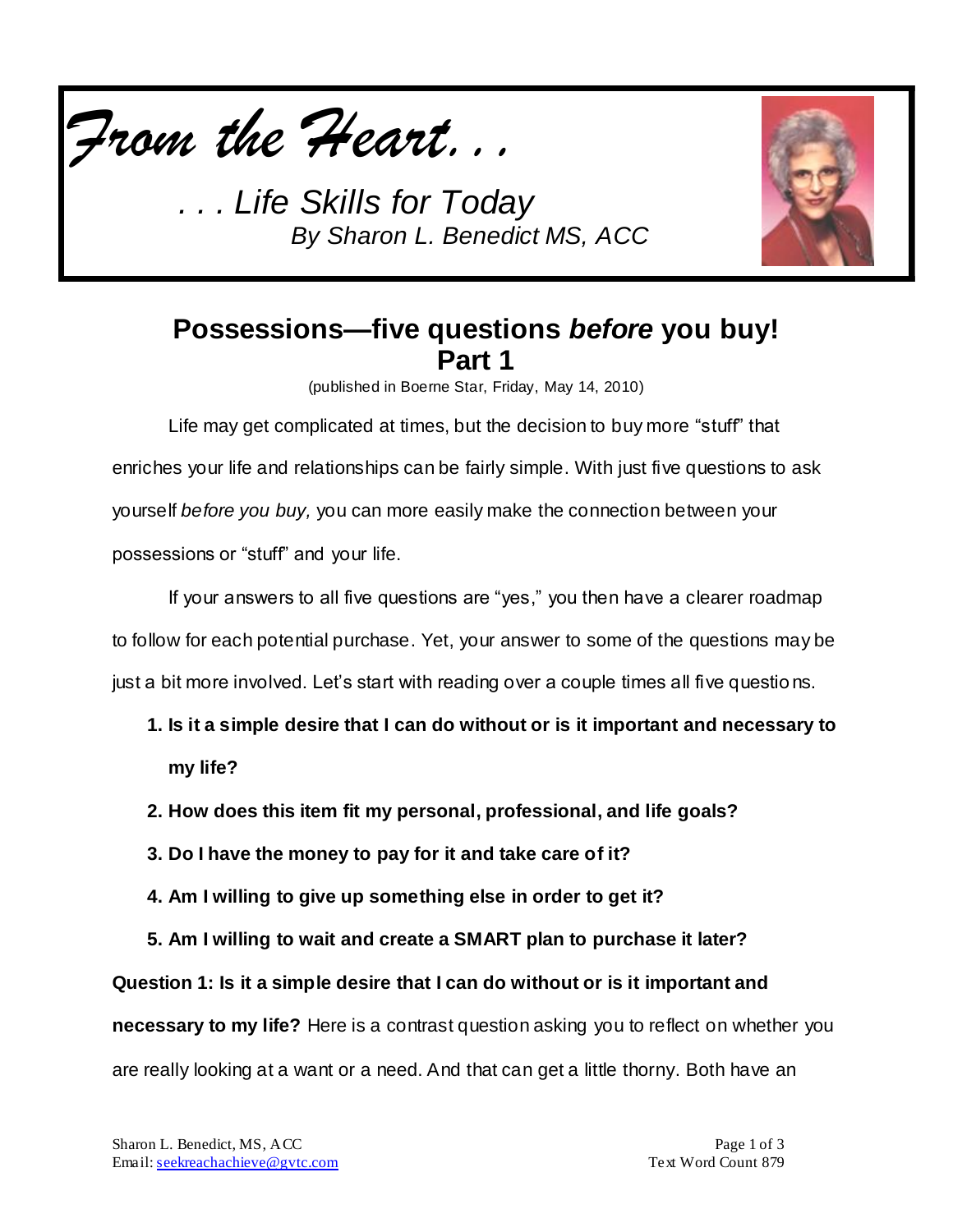*From the Heart. . .*

*. . . Life Skills for Today*
*By Sharon L. Benedict MS, ACC*

# Possessions—five questions *before* you buy! Part 1

(published in Boerne Star, Friday, May 14, 2010)

Life may get complicated at times, but the decision to buy more "stuff" that enriches your life and relationships can be fairly simple. With just five questions to ask yourself *before you buy,* you can more easily make the connection between your possessions or "stuff" and your life.

If your answers to all five questions are "yes," you then have a clearer roadmap to follow for each potential purchase. Yet, your answer to some of the questions may be just a bit more involved. Let's start with reading over a couple times all five questions.

1. **Is it a simple desire that I can do without or is it important and necessary to my life?**
2. **How does this item fit my personal, professional, and life goals?**
3. **Do I have the money to pay for it and take care of it?**
4. **Am I willing to give up something else in order to get it?**
5. **Am I willing to wait and create a SMART plan to purchase it later?**

**Question 1: Is it a simple desire that I can do without or is it important and necessary to my life?** Here is a contrast question asking you to reflect on whether you are really looking at a want or a need. And that can get a little thorny. Both have an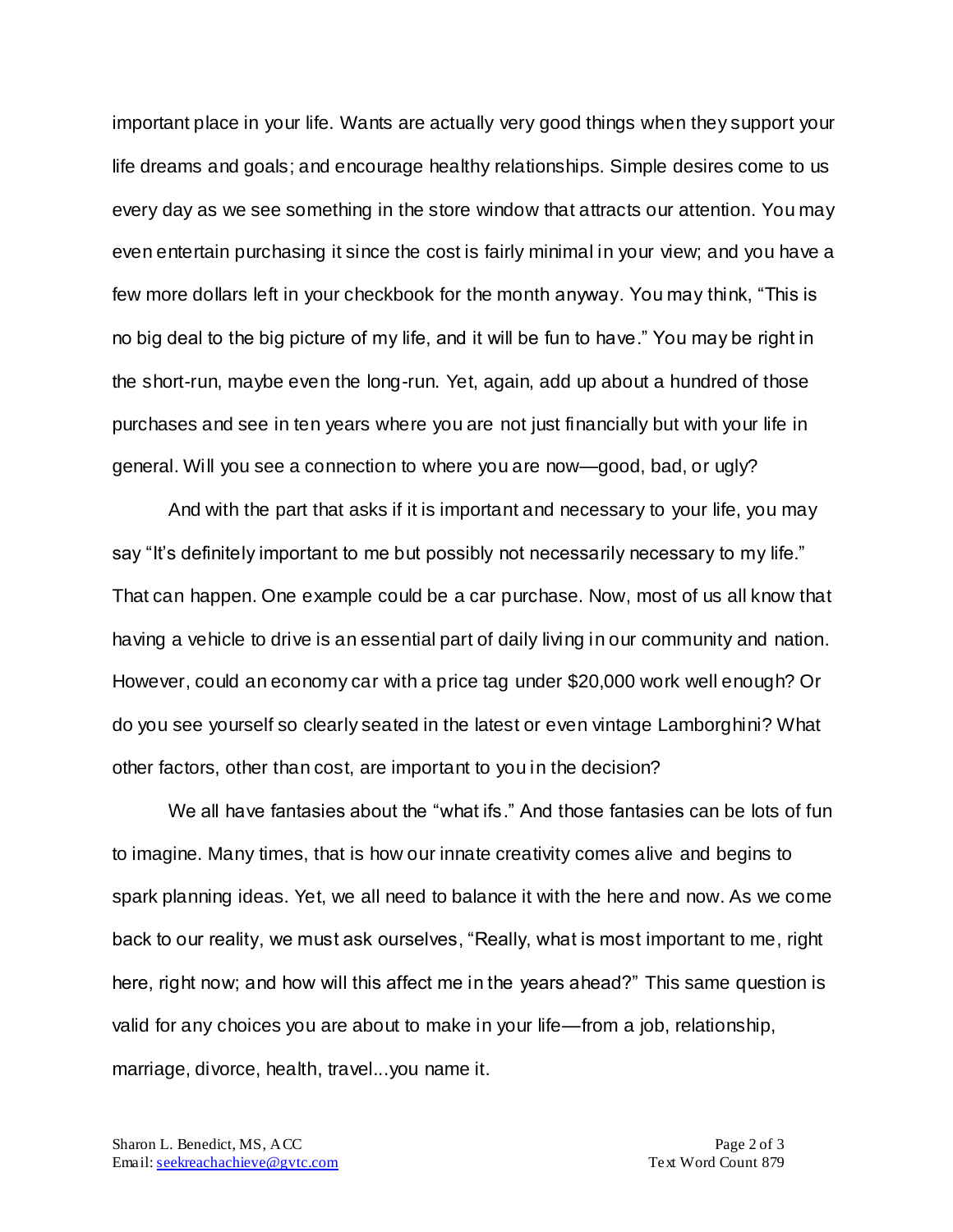important place in your life. Wants are actually very good things when they support your life dreams and goals; and encourage healthy relationships. Simple desires come to us every day as we see something in the store window that attracts our attention. You may even entertain purchasing it since the cost is fairly minimal in your view; and you have a few more dollars left in your checkbook for the month anyway. You may think, "This is no big deal to the big picture of my life, and it will be fun to have." You may be right in the short-run, maybe even the long-run. Yet, again, add up about a hundred of those purchases and see in ten years where you are not just financially but with your life in general. Will you see a connection to where you are now—good, bad, or ugly?

And with the part that asks if it is important and necessary to your life, you may say "It's definitely important to me but possibly not necessarily necessary to my life." That can happen. One example could be a car purchase. Now, most of us all know that having a vehicle to drive is an essential part of daily living in our community and nation. However, could an economy car with a price tag under $20,000 work well enough? Or do you see yourself so clearly seated in the latest or even vintage Lamborghini? What other factors, other than cost, are important to you in the decision?

We all have fantasies about the "what ifs." And those fantasies can be lots of fun to imagine. Many times, that is how our innate creativity comes alive and begins to spark planning ideas. Yet, we all need to balance it with the here and now. As we come back to our reality, we must ask ourselves, "Really, what is most important to me, right here, right now; and how will this affect me in the years ahead?" This same question is valid for any choices you are about to make in your life—from a job, relationship, marriage, divorce, health, travel...you name it.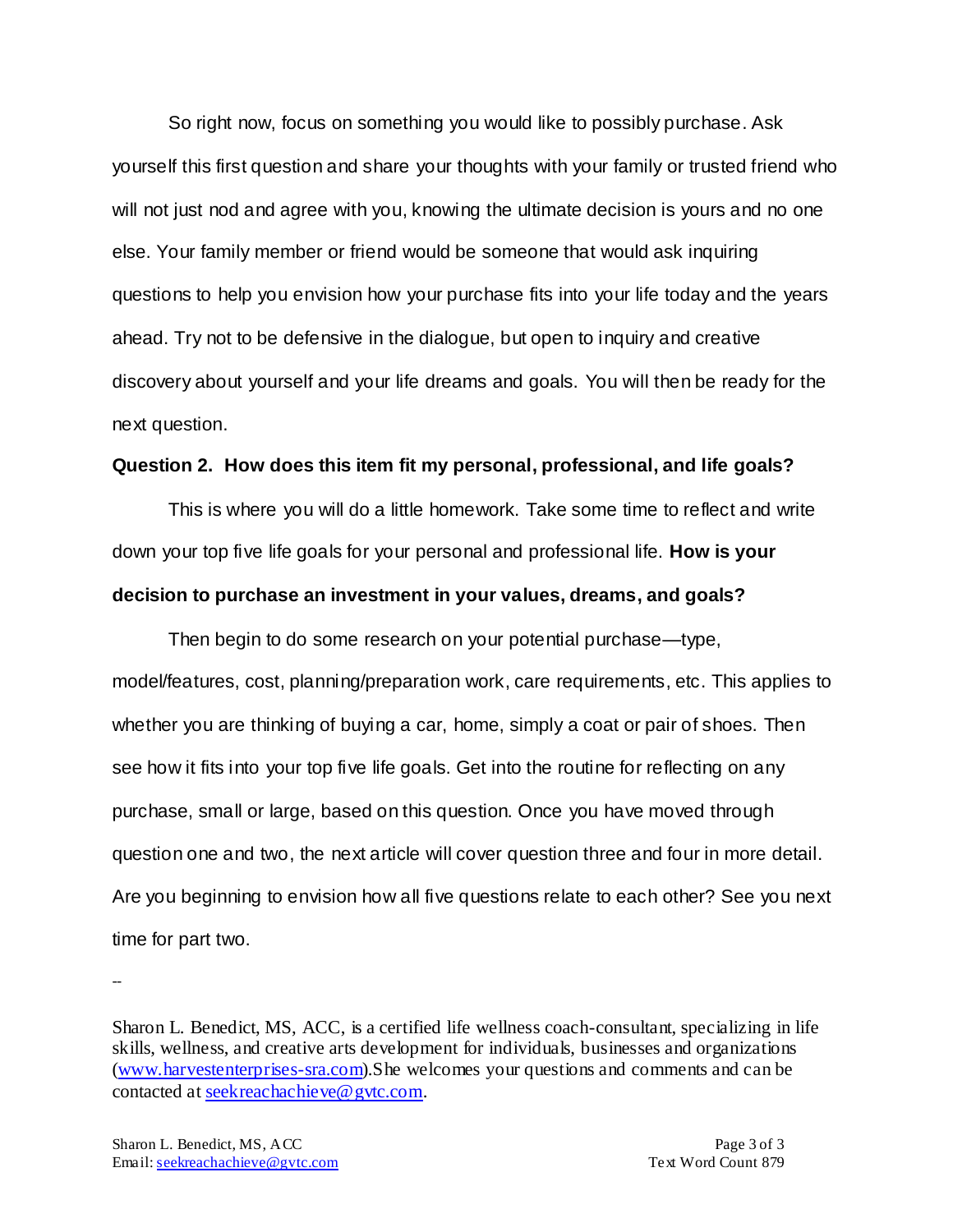So right now, focus on something you would like to possibly purchase. Ask yourself this first question and share your thoughts with your family or trusted friend who will not just nod and agree with you, knowing the ultimate decision is yours and no one else. Your family member or friend would be someone that would ask inquiring questions to help you envision how your purchase fits into your life today and the years ahead. Try not to be defensive in the dialogue, but open to inquiry and creative discovery about yourself and your life dreams and goals. You will then be ready for the next question.

**Question 2. How does this item fit my personal, professional, and life goals?**

This is where you will do a little homework. Take some time to reflect and write down your top five life goals for your personal and professional life. **How is your decision to purchase an investment in your values, dreams, and goals?**

Then begin to do some research on your potential purchase—type, model/features, cost, planning/preparation work, care requirements, etc. This applies to whether you are thinking of buying a car, home, simply a coat or pair of shoes. Then see how it fits into your top five life goals. Get into the routine for reflecting on any purchase, small or large, based on this question. Once you have moved through question one and two, the next article will cover question three and four in more detail. Are you beginning to envision how all five questions relate to each other? See you next time for part two.

--

Sharon L. Benedict, MS, ACC, is a certified life wellness coach-consultant, specializing in life skills, wellness, and creative arts development for individuals, businesses and organizations (www.harvestenterprises-sra.com).She welcomes your questions and comments and can be contacted at seekreachachieve@gvtc.com.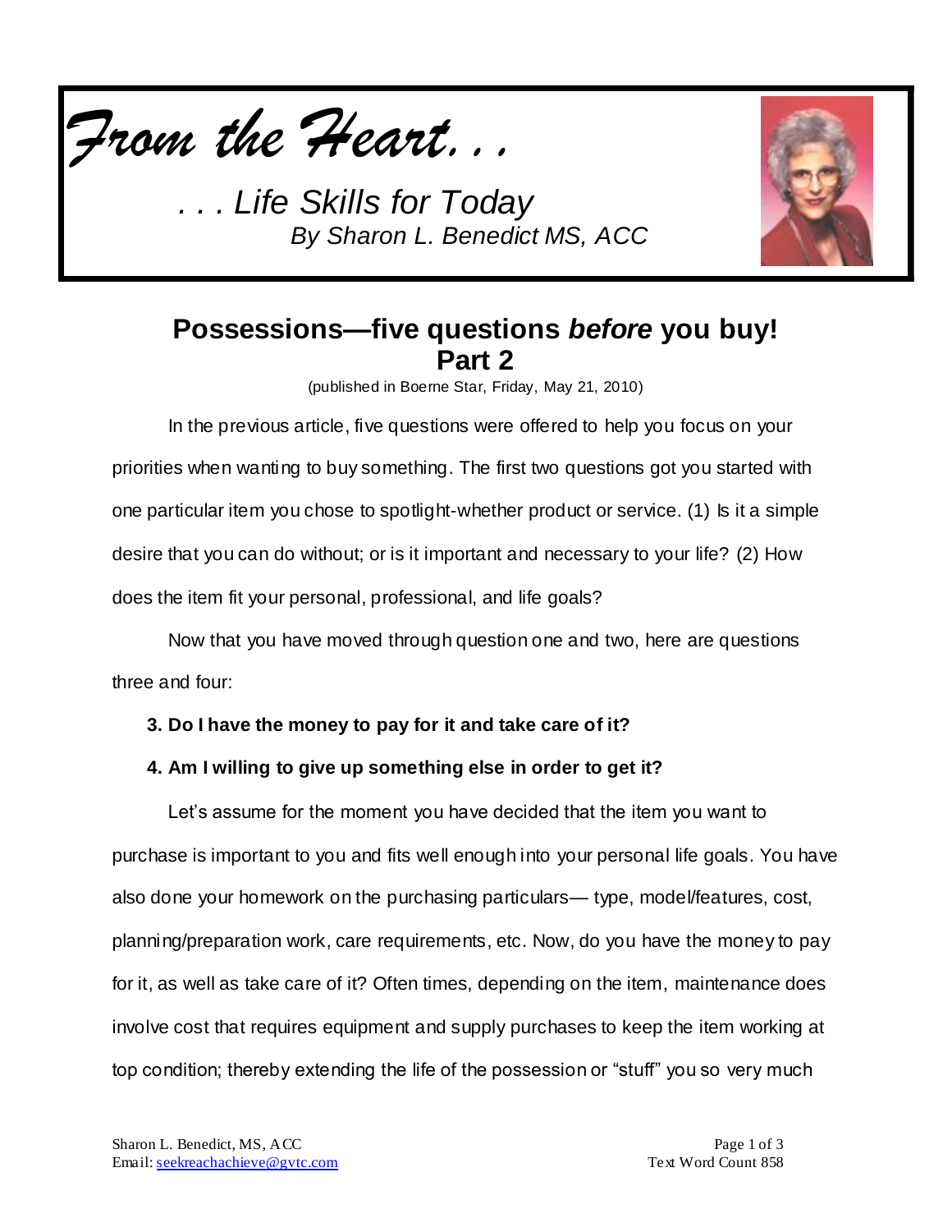# *From the Heart. . .*

*. . . Life Skills for Today*
*By Sharon L. Benedict MS, ACC*

## Possessions—five questions *before* you buy! Part 2

(published in Boerne Star, Friday, May 21, 2010)

In the previous article, five questions were offered to help you focus on your priorities when wanting to buy something. The first two questions got you started with one particular item you chose to spotlight-whether product or service. (1) Is it a simple desire that you can do without; or is it important and necessary to your life? (2) How does the item fit your personal, professional, and life goals?

Now that you have moved through question one and two, here are questions three and four:

**3. Do I have the money to pay for it and take care of it?**

**4. Am I willing to give up something else in order to get it?**

Let's assume for the moment you have decided that the item you want to purchase is important to you and fits well enough into your personal life goals. You have also done your homework on the purchasing particulars— type, model/features, cost, planning/preparation work, care requirements, etc. Now, do you have the money to pay for it, as well as take care of it? Often times, depending on the item, maintenance does involve cost that requires equipment and supply purchases to keep the item working at top condition; thereby extending the life of the possession or "stuff" you so very much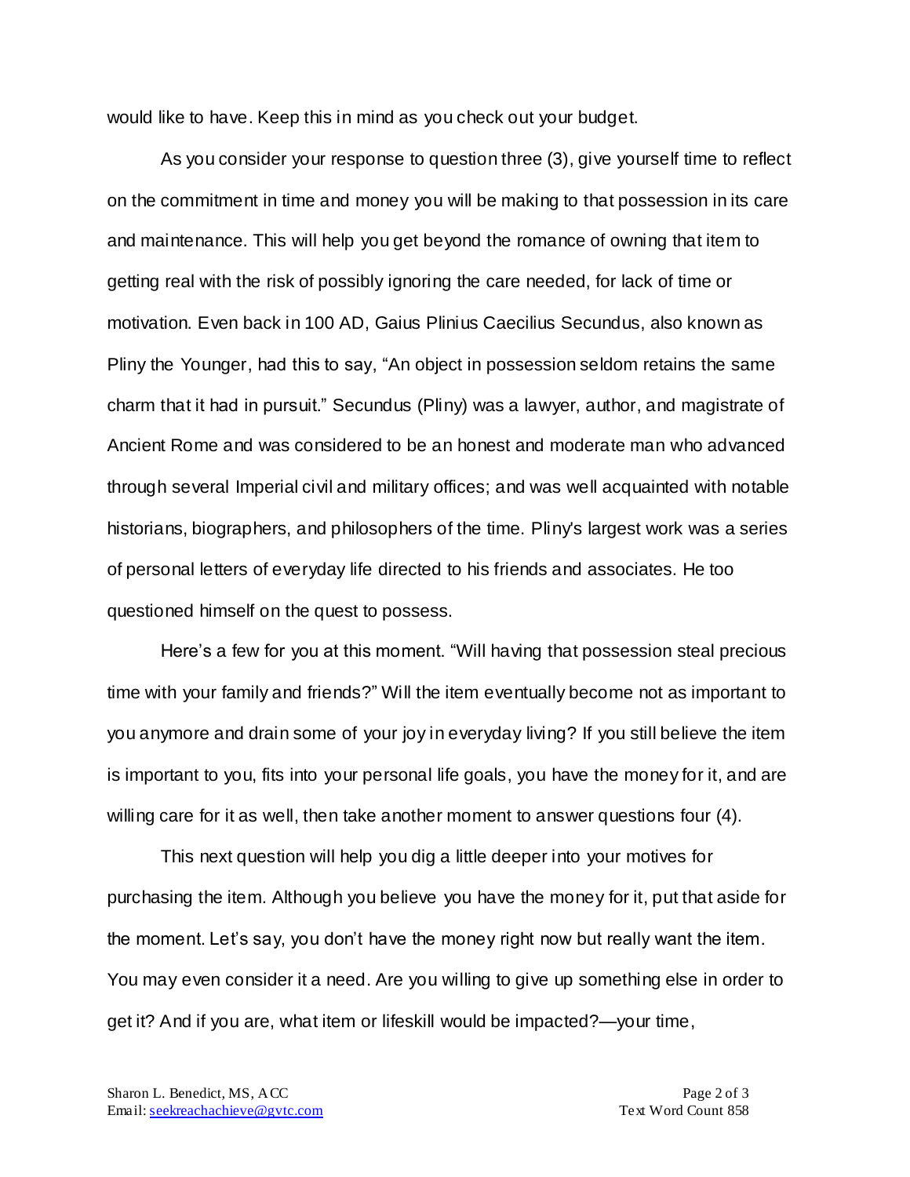would like to have. Keep this in mind as you check out your budget.

As you consider your response to question three (3), give yourself time to reflect on the commitment in time and money you will be making to that possession in its care and maintenance. This will help you get beyond the romance of owning that item to getting real with the risk of possibly ignoring the care needed, for lack of time or motivation. Even back in 100 AD, Gaius Plinius Caecilius Secundus, also known as Pliny the Younger, had this to say, “An object in possession seldom retains the same charm that it had in pursuit.” Secundus (Pliny) was a lawyer, author, and magistrate of Ancient Rome and was considered to be an honest and moderate man who advanced through several Imperial civil and military offices; and was well acquainted with notable historians, biographers, and philosophers of the time. Pliny's largest work was a series of personal letters of everyday life directed to his friends and associates. He too questioned himself on the quest to possess.

Here’s a few for you at this moment. “Will having that possession steal precious time with your family and friends?” Will the item eventually become not as important to you anymore and drain some of your joy in everyday living? If you still believe the item is important to you, fits into your personal life goals, you have the money for it, and are willing care for it as well, then take another moment to answer questions four (4).

This next question will help you dig a little deeper into your motives for purchasing the item. Although you believe you have the money for it, put that aside for the moment. Let’s say, you don’t have the money right now but really want the item. You may even consider it a need. Are you willing to give up something else in order to get it? And if you are, what item or lifeskill would be impacted?—your time,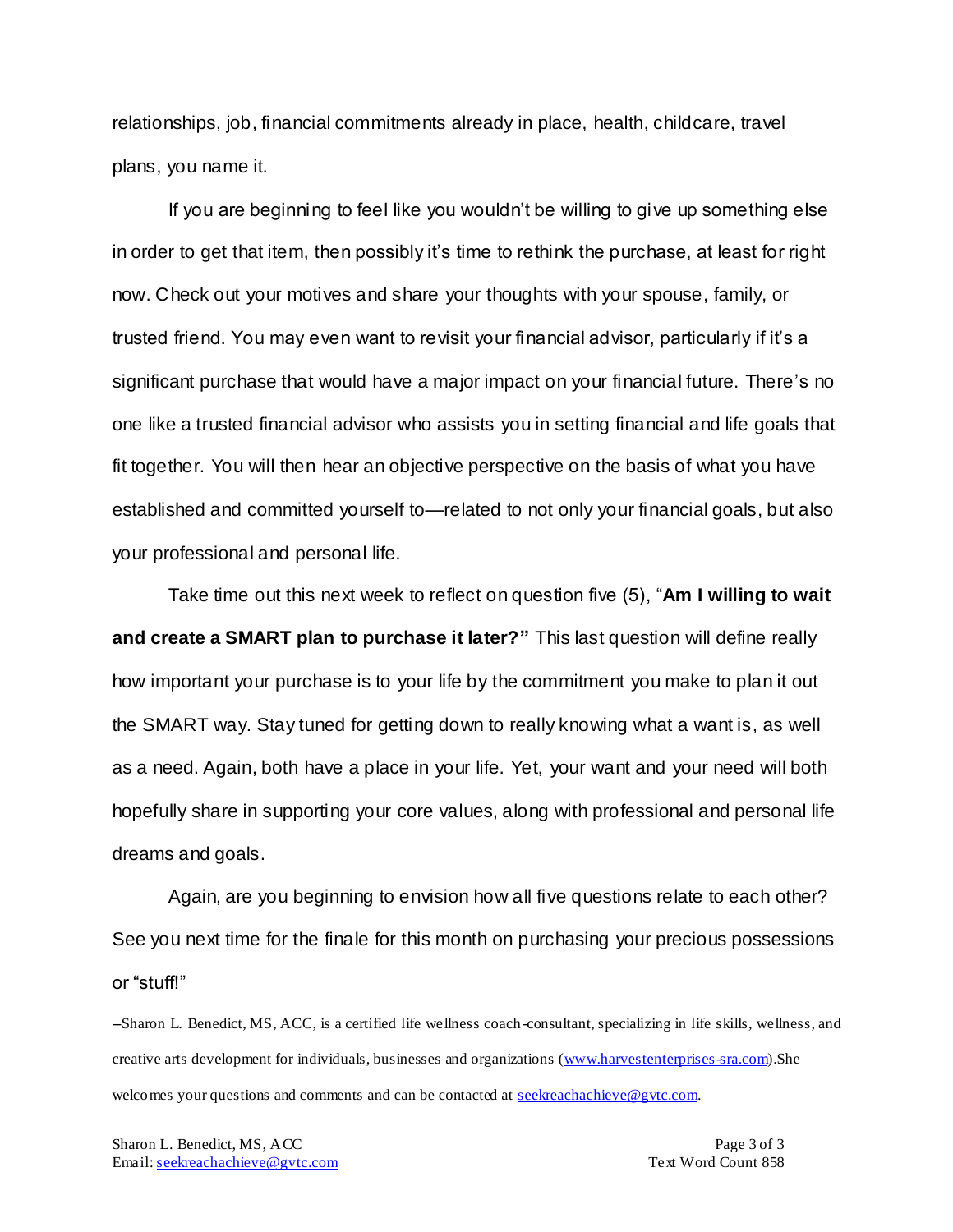relationships, job, financial commitments already in place, health, childcare, travel plans, you name it.

If you are beginning to feel like you wouldn't be willing to give up something else in order to get that item, then possibly it's time to rethink the purchase, at least for right now. Check out your motives and share your thoughts with your spouse, family, or trusted friend. You may even want to revisit your financial advisor, particularly if it's a significant purchase that would have a major impact on your financial future. There's no one like a trusted financial advisor who assists you in setting financial and life goals that fit together. You will then hear an objective perspective on the basis of what you have established and committed yourself to—related to not only your financial goals, but also your professional and personal life.

Take time out this next week to reflect on question five (5), "**Am I willing to wait and create a SMART plan to purchase it later?"** This last question will define really how important your purchase is to your life by the commitment you make to plan it out the SMART way. Stay tuned for getting down to really knowing what a want is, as well as a need. Again, both have a place in your life. Yet, your want and your need will both hopefully share in supporting your core values, along with professional and personal life dreams and goals.

Again, are you beginning to envision how all five questions relate to each other? See you next time for the finale for this month on purchasing your precious possessions or "stuff!"

--Sharon L. Benedict, MS, ACC, is a certified life wellness coach-consultant, specializing in life skills, wellness, and creative arts development for individuals, businesses and organizations ([www.harvestenterprises-sra.com](http://www.harvestenterprises-sra.com)).She welcomes your questions and comments and can be contacted at [seekreachachieve@gvtc.com](mailto:seekreachachieve@gvtc.com).

Text Word Count 858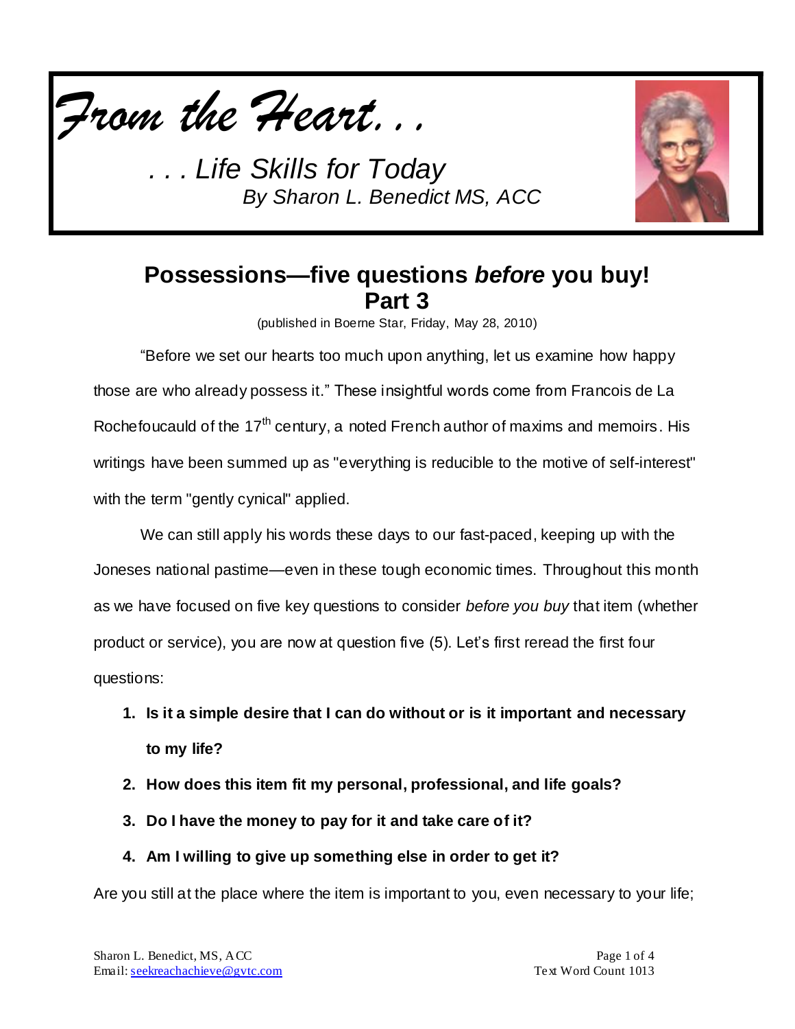*From the Heart...*

*. . . Life Skills for Today*
*By Sharon L. Benedict MS, ACC*

# Possessions—five questions *before* you buy! Part 3

(published in Boerne Star, Friday, May 28, 2010)

"Before we set our hearts too much upon anything, let us examine how happy those are who already possess it." These insightful words come from Francois de La Rochefoucauld of the 17th century, a noted French author of maxims and memoirs. His writings have been summed up as "everything is reducible to the motive of self-interest" with the term "gently cynical" applied.

We can still apply his words these days to our fast-paced, keeping up with the Joneses national pastime—even in these tough economic times. Throughout this month as we have focused on five key questions to consider *before you buy* that item (whether product or service), you are now at question five (5). Let's first reread the first four questions:

1. **Is it a simple desire that I can do without or is it important and necessary to my life?**
2. **How does this item fit my personal, professional, and life goals?**
3. **Do I have the money to pay for it and take care of it?**
4. **Am I willing to give up something else in order to get it?**

Are you still at the place where the item is important to you, even necessary to your life;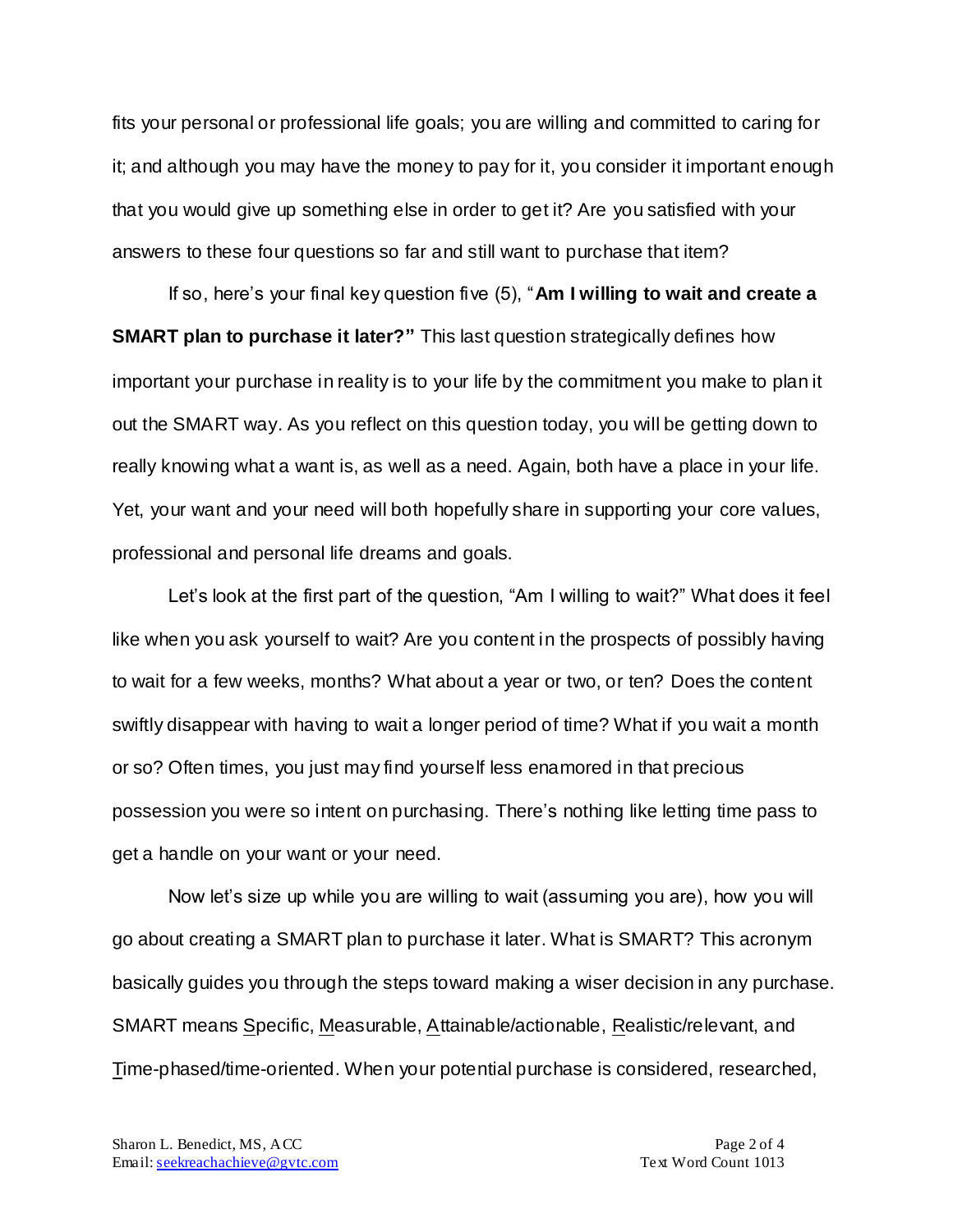fits your personal or professional life goals; you are willing and committed to caring for it; and although you may have the money to pay for it, you consider it important enough that you would give up something else in order to get it? Are you satisfied with your answers to these four questions so far and still want to purchase that item?

If so, here's your final key question five (5), "**Am I willing to wait and create a SMART plan to purchase it later?"** This last question strategically defines how important your purchase in reality is to your life by the commitment you make to plan it out the SMART way. As you reflect on this question today, you will be getting down to really knowing what a want is, as well as a need. Again, both have a place in your life. Yet, your want and your need will both hopefully share in supporting your core values, professional and personal life dreams and goals.

Let's look at the first part of the question, "Am I willing to wait?" What does it feel like when you ask yourself to wait? Are you content in the prospects of possibly having to wait for a few weeks, months? What about a year or two, or ten? Does the content swiftly disappear with having to wait a longer period of time? What if you wait a month or so? Often times, you just may find yourself less enamored in that precious possession you were so intent on purchasing. There's nothing like letting time pass to get a handle on your want or your need.

Now let's size up while you are willing to wait (assuming you are), how you will go about creating a SMART plan to purchase it later. What is SMART? This acronym basically guides you through the steps toward making a wiser decision in any purchase. SMART means Specific, Measurable, Attainable/actionable, Realistic/relevant, and Time-phased/time-oriented. When your potential purchase is considered, researched,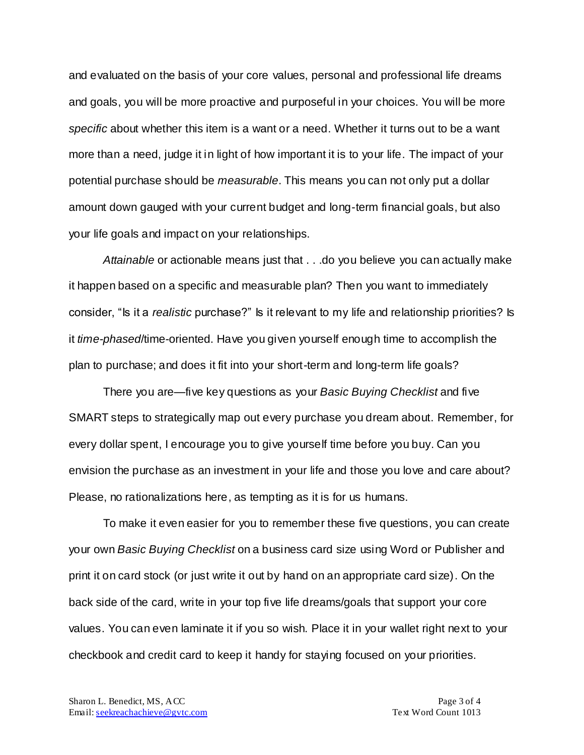and evaluated on the basis of your core values, personal and professional life dreams and goals, you will be more proactive and purposeful in your choices. You will be more *specific* about whether this item is a want or a need. Whether it turns out to be a want more than a need, judge it in light of how important it is to your life. The impact of your potential purchase should be *measurable*. This means you can not only put a dollar amount down gauged with your current budget and long-term financial goals, but also your life goals and impact on your relationships.

*Attainable* or actionable means just that . . .do you believe you can actually make it happen based on a specific and measurable plan? Then you want to immediately consider, "Is it a *realistic* purchase?" Is it relevant to my life and relationship priorities? Is it *time-phased*/time-oriented. Have you given yourself enough time to accomplish the plan to purchase; and does it fit into your short-term and long-term life goals?

There you are—five key questions as your *Basic Buying Checklist* and five SMART steps to strategically map out every purchase you dream about. Remember, for every dollar spent, I encourage you to give yourself time before you buy. Can you envision the purchase as an investment in your life and those you love and care about? Please, no rationalizations here, as tempting as it is for us humans.

To make it even easier for you to remember these five questions, you can create your own *Basic Buying Checklist* on a business card size using Word or Publisher and print it on card stock (or just write it out by hand on an appropriate card size). On the back side of the card, write in your top five life dreams/goals that support your core values. You can even laminate it if you so wish. Place it in your wallet right next to your checkbook and credit card to keep it handy for staying focused on your priorities.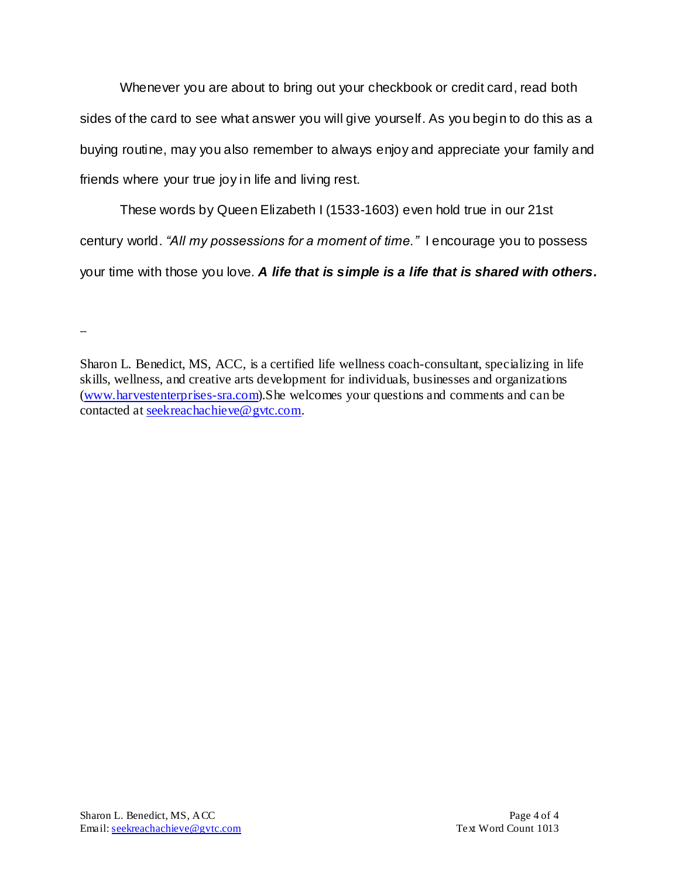Whenever you are about to bring out your checkbook or credit card, read both sides of the card to see what answer you will give yourself. As you begin to do this as a buying routine, may you also remember to always enjoy and appreciate your family and friends where your true joy in life and living rest.

These words by Queen Elizabeth I (1533-1603) even hold true in our 21st century world. *"All my possessions for a moment of time."* I encourage you to possess your time with those you love. ***A life that is simple is a life that is shared with others.***

--

Sharon L. Benedict, MS, ACC, is a certified life wellness coach-consultant, specializing in life skills, wellness, and creative arts development for individuals, businesses and organizations (www.harvestenterprises-sra.com).She welcomes your questions and comments and can be contacted at seekreachachieve@gvtc.com.